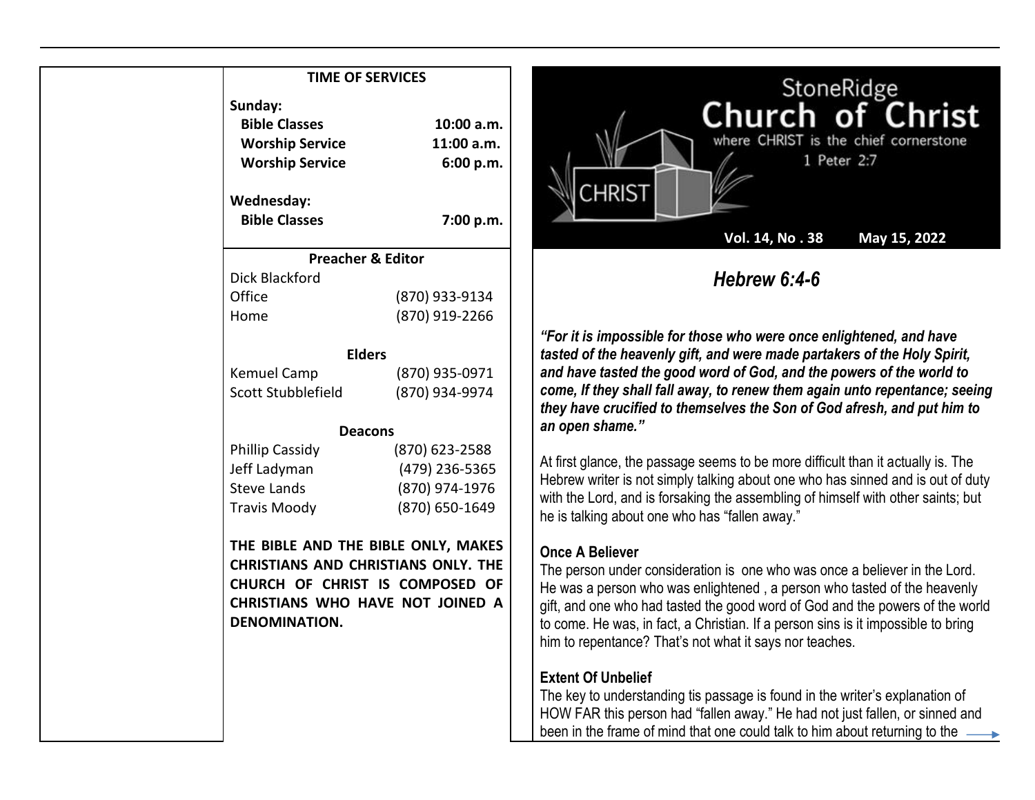## TIME OF SERVICES

**Sunday:**

| | |
|---|---|
| **Bible Classes** | **10:00 a.m.** |
| **Worship Service** | **11:00 a.m.** |
| **Worship Service** | **6:00 p.m.** |

**Wednesday:**

| | |
|---|---|
| **Bible Classes** | **7:00 p.m.** |

### Preacher & Editor

Dick Blackford

| | |
|---|---|
| Office | (870) 933-9134 |
| Home | (870) 919-2266 |

### Elders

| | |
|---|---|
| Kemuel Camp | (870) 935-0971 |
| Scott Stubblefield | (870) 934-9974 |

### Deacons

| | |
|---|---|
| Phillip Cassidy | (870) 623-2588 |
| Jeff Ladyman | (479) 236-5365 |
| Steve Lands | (870) 974-1976 |
| Travis Moody | (870) 650-1649 |

**THE BIBLE AND THE BIBLE ONLY, MAKES CHRISTIANS AND CHRISTIANS ONLY. THE CHURCH OF CHRIST IS COMPOSED OF CHRISTIANS WHO HAVE NOT JOINED A DENOMINATION.**

# StoneRidge Church of Christ

where CHRIST is the chief cornerstone
1 Peter 2:7

CHRIST

**Vol. 14, No . 38     May 15, 2022**

## *Hebrew 6:4-6*

***"For it is impossible for those who were once enlightened, and have tasted of the heavenly gift, and were made partakers of the Holy Spirit, and have tasted the good word of God, and the powers of the world to come, If they shall fall away, to renew them again unto repentance; seeing they have crucified to themselves the Son of God afresh, and put him to an open shame."***

At first glance, the passage seems to be more difficult than it actually is. The Hebrew writer is not simply talking about one who has sinned and is out of duty with the Lord, and is forsaking the assembling of himself with other saints; but he is talking about one who has "fallen away."

**Once A Believer**

The person under consideration is one who was once a believer in the Lord. He was a person who was enlightened , a person who tasted of the heavenly gift, and one who had tasted the good word of God and the powers of the world to come. He was, in fact, a Christian. If a person sins is it impossible to bring him to repentance? That's not what it says nor teaches.

**Extent Of Unbelief**

The key to understanding tis passage is found in the writer's explanation of HOW FAR this person had "fallen away." He had not just fallen, or sinned and been in the frame of mind that one could talk to him about returning to the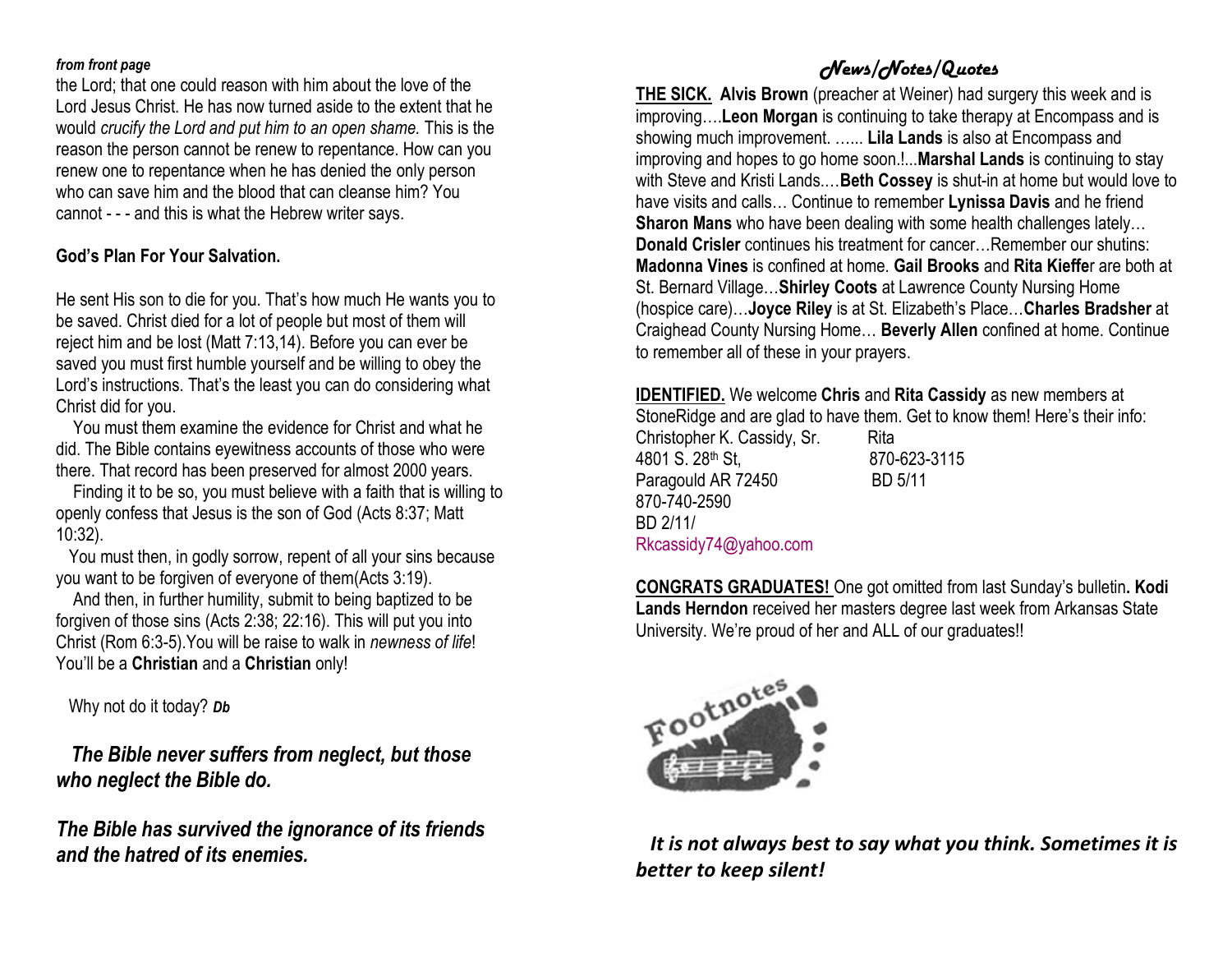*from front page*

the Lord; that one could reason with him about the love of the Lord Jesus Christ. He has now turned aside to the extent that he would *crucify the Lord and put him to an open shame.* This is the reason the person cannot be renew to repentance. How can you renew one to repentance when he has denied the only person who can save him and the blood that can cleanse him? You cannot - - - and this is what the Hebrew writer says.

**God's Plan For Your Salvation.**

He sent His son to die for you. That's how much He wants you to be saved. Christ died for a lot of people but most of them will reject him and be lost (Matt 7:13,14). Before you can ever be saved you must first humble yourself and be willing to obey the Lord's instructions. That's the least you can do considering what Christ did for you.

You must them examine the evidence for Christ and what he did. The Bible contains eyewitness accounts of those who were there. That record has been preserved for almost 2000 years.

Finding it to be so, you must believe with a faith that is willing to openly confess that Jesus is the son of God (Acts 8:37; Matt 10:32).

You must then, in godly sorrow, repent of all your sins because you want to be forgiven of everyone of them(Acts 3:19).

And then, in further humility, submit to being baptized to be forgiven of those sins (Acts 2:38; 22:16). This will put you into Christ (Rom 6:3-5).You will be raise to walk in *newness of life*! You'll be a **Christian** and a **Christian** only!

Why not do it today? ***Db***

***The Bible never suffers from neglect, but those who neglect the Bible do.***

***The Bible has survived the ignorance of its friends and the hatred of its enemies.***

## *News/Notes/Quotes*

**THE SICK. Alvis Brown** (preacher at Weiner) had surgery this week and is improving….**Leon Morgan** is continuing to take therapy at Encompass and is showing much improvement. …... **Lila Lands** is also at Encompass and improving and hopes to go home soon.!...**Marshal Lands** is continuing to stay with Steve and Kristi Lands.…**Beth Cossey** is shut-in at home but would love to have visits and calls… Continue to remember **Lynissa Davis** and he friend **Sharon Mans** who have been dealing with some health challenges lately… **Donald Crisler** continues his treatment for cancer…Remember our shutins: **Madonna Vines** is confined at home. **Gail Brooks** and **Rita Kieffe**r are both at St. Bernard Village…**Shirley Coots** at Lawrence County Nursing Home (hospice care)…**Joyce Riley** is at St. Elizabeth's Place…**Charles Bradsher** at Craighead County Nursing Home… **Beverly Allen** confined at home. Continue to remember all of these in your prayers.

**IDENTIFIED.** We welcome **Chris** and **Rita Cassidy** as new members at StoneRidge and are glad to have them. Get to know them! Here's their info:

Christopher K. Cassidy, Sr.
4801 S. 28th St,
Paragould AR 72450
870-740-2590
BD 2/11/
Rkcassidy74@yahoo.com

Rita
870-623-3115
BD 5/11

**CONGRATS GRADUATES!** One got omitted from last Sunday's bulletin**. Kodi Lands Herndon** received her masters degree last week from Arkansas State University. We're proud of her and ALL of our graduates!!

Footnotes

***It is not always best to say what you think. Sometimes it is better to keep silent!***